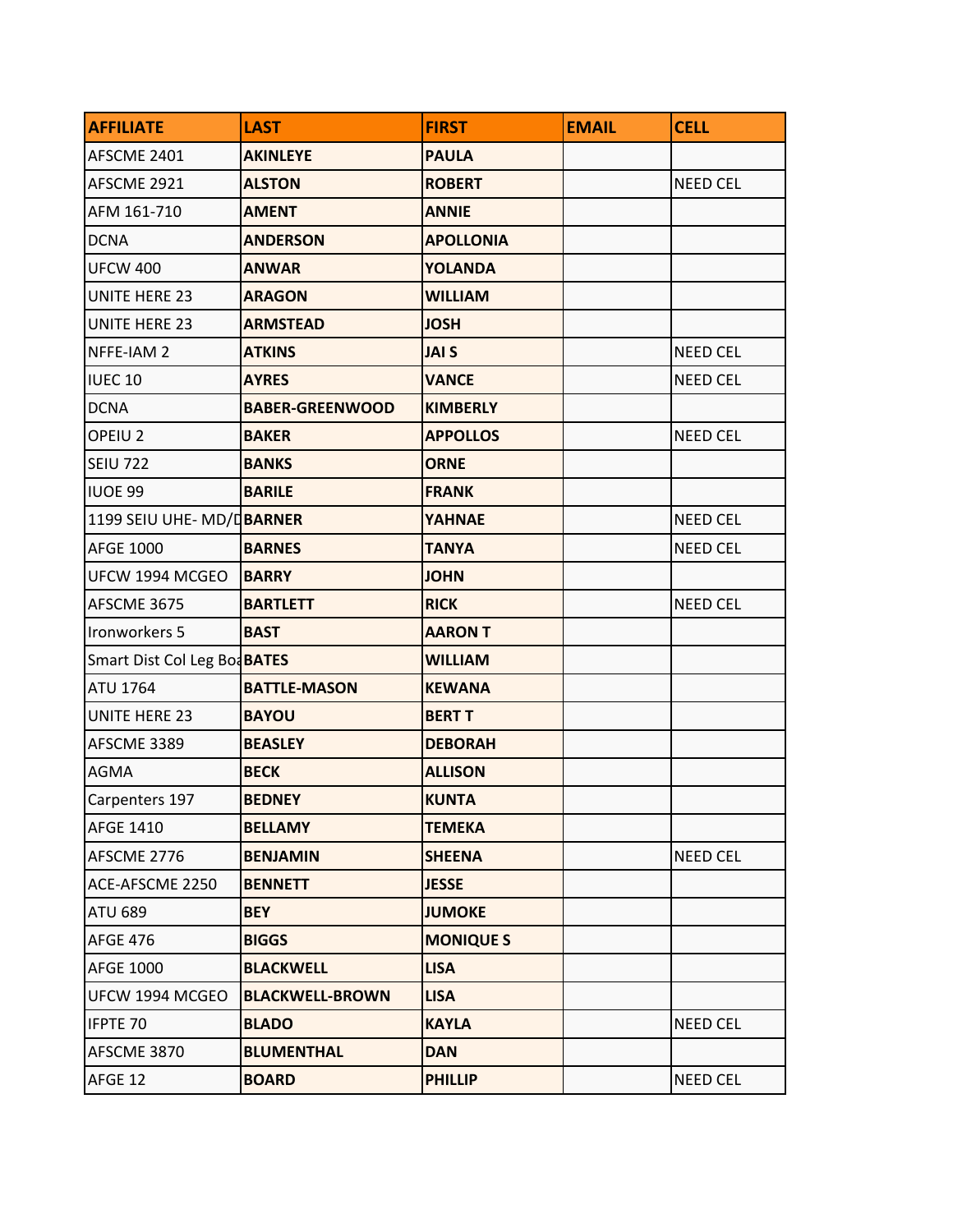| AFFILIATE | LAST | FIRST | EMAIL | CELL |
|---|---|---|---|---|
| AFSCME 2401 | **AKINLEYE** | **PAULA** | | |
| AFSCME 2921 | **ALSTON** | **ROBERT** | | NEED CEL |
| AFM 161-710 | **AMENT** | **ANNIE** | | |
| DCNA | **ANDERSON** | **APOLLONIA** | | |
| UFCW 400 | **ANWAR** | **YOLANDA** | | |
| UNITE HERE 23 | **ARAGON** | **WILLIAM** | | |
| UNITE HERE 23 | **ARMSTEAD** | **JOSH** | | |
| NFFE-IAM 2 | **ATKINS** | **JAI S** | | NEED CEL |
| IUEC 10 | **AYRES** | **VANCE** | | NEED CEL |
| DCNA | **BABER-GREENWOOD** | **KIMBERLY** | | |
| OPEIU 2 | **BAKER** | **APPOLLOS** | | NEED CEL |
| SEIU 722 | **BANKS** | **ORNE** | | |
| IUOE 99 | **BARILE** | **FRANK** | | |
| 1199 SEIU UHE- MD/D | **BARNER** | **YAHNAE** | | NEED CEL |
| AFGE 1000 | **BARNES** | **TANYA** | | NEED CEL |
| UFCW 1994 MCGEO | **BARRY** | **JOHN** | | |
| AFSCME 3675 | **BARTLETT** | **RICK** | | NEED CEL |
| Ironworkers 5 | **BAST** | **AARON T** | | |
| Smart Dist Col Leg Boa | **BATES** | **WILLIAM** | | |
| ATU 1764 | **BATTLE-MASON** | **KEWANA** | | |
| UNITE HERE 23 | **BAYOU** | **BERT T** | | |
| AFSCME 3389 | **BEASLEY** | **DEBORAH** | | |
| AGMA | **BECK** | **ALLISON** | | |
| Carpenters 197 | **BEDNEY** | **KUNTA** | | |
| AFGE 1410 | **BELLAMY** | **TEMEKA** | | |
| AFSCME 2776 | **BENJAMIN** | **SHEENA** | | NEED CEL |
| ACE-AFSCME 2250 | **BENNETT** | **JESSE** | | |
| ATU 689 | **BEY** | **JUMOKE** | | |
| AFGE 476 | **BIGGS** | **MONIQUE S** | | |
| AFGE 1000 | **BLACKWELL** | **LISA** | | |
| UFCW 1994 MCGEO | **BLACKWELL-BROWN** | **LISA** | | |
| IFPTE 70 | **BLADO** | **KAYLA** | | NEED CEL |
| AFSCME 3870 | **BLUMENTHAL** | **DAN** | | |
| AFGE 12 | **BOARD** | **PHILLIP** | | NEED CEL |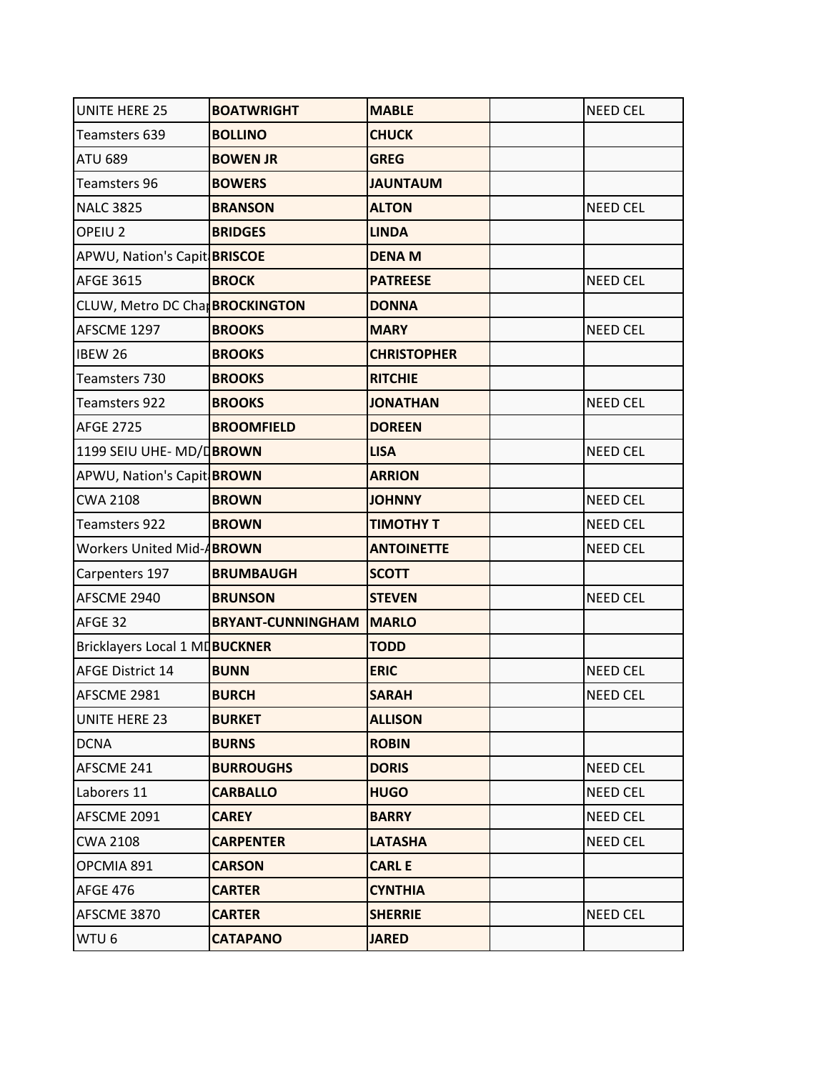| | | | | |
|---|---|---|---|---|
| UNITE HERE 25 | **BOATWRIGHT** | **MABLE** | | NEED CEL |
| Teamsters 639 | **BOLLINO** | **CHUCK** | | |
| ATU 689 | **BOWEN JR** | **GREG** | | |
| Teamsters 96 | **BOWERS** | **JAUNTAUM** | | |
| NALC 3825 | **BRANSON** | **ALTON** | | NEED CEL |
| OPEIU 2 | **BRIDGES** | **LINDA** | | |
| APWU, Nation's Capit | **BRISCOE** | **DENA M** | | |
| AFGE 3615 | **BROCK** | **PATREESE** | | NEED CEL |
| CLUW, Metro DC Chap | **BROCKINGTON** | **DONNA** | | |
| AFSCME 1297 | **BROOKS** | **MARY** | | NEED CEL |
| IBEW 26 | **BROOKS** | **CHRISTOPHER** | | |
| Teamsters 730 | **BROOKS** | **RITCHIE** | | |
| Teamsters 922 | **BROOKS** | **JONATHAN** | | NEED CEL |
| AFGE 2725 | **BROOMFIELD** | **DOREEN** | | |
| 1199 SEIU UHE- MD/D | **BROWN** | **LISA** | | NEED CEL |
| APWU, Nation's Capit | **BROWN** | **ARRION** | | |
| CWA 2108 | **BROWN** | **JOHNNY** | | NEED CEL |
| Teamsters 922 | **BROWN** | **TIMOTHY T** | | NEED CEL |
| Workers United Mid-A | **BROWN** | **ANTOINETTE** | | NEED CEL |
| Carpenters 197 | **BRUMBAUGH** | **SCOTT** | | |
| AFSCME 2940 | **BRUNSON** | **STEVEN** | | NEED CEL |
| AFGE 32 | **BRYANT-CUNNINGHAM** | **MARLO** | | |
| Bricklayers Local 1 MD | **BUCKNER** | **TODD** | | |
| AFGE District 14 | **BUNN** | **ERIC** | | NEED CEL |
| AFSCME 2981 | **BURCH** | **SARAH** | | NEED CEL |
| UNITE HERE 23 | **BURKET** | **ALLISON** | | |
| DCNA | **BURNS** | **ROBIN** | | |
| AFSCME 241 | **BURROUGHS** | **DORIS** | | NEED CEL |
| Laborers 11 | **CARBALLO** | **HUGO** | | NEED CEL |
| AFSCME 2091 | **CAREY** | **BARRY** | | NEED CEL |
| CWA 2108 | **CARPENTER** | **LATASHA** | | NEED CEL |
| OPCMIA 891 | **CARSON** | **CARL E** | | |
| AFGE 476 | **CARTER** | **CYNTHIA** | | |
| AFSCME 3870 | **CARTER** | **SHERRIE** | | NEED CEL |
| WTU 6 | **CATAPANO** | **JARED** | | |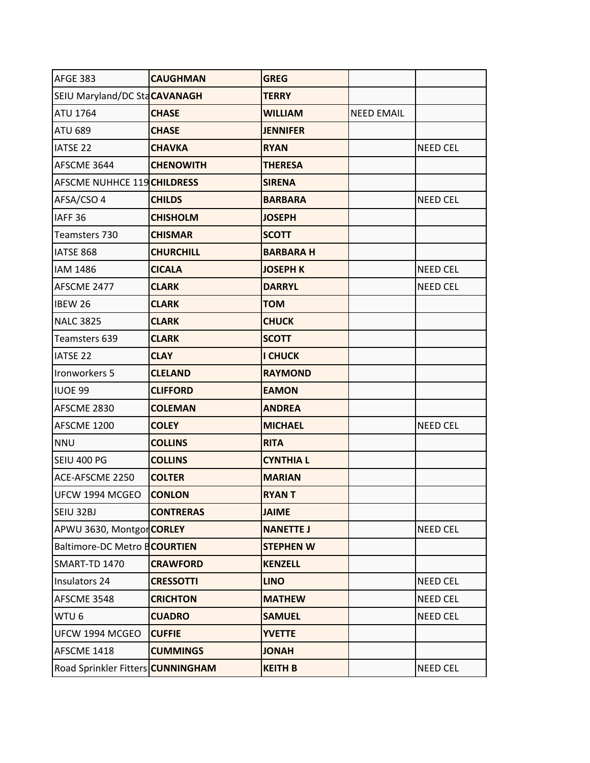| | | | | |
|---|---|---|---|---|
| AFGE 383 | **CAUGHMAN** | **GREG** | | |
| SEIU Maryland/DC Sta | **CAVANAGH** | **TERRY** | | |
| ATU 1764 | **CHASE** | **WILLIAM** | NEED EMAIL | |
| ATU 689 | **CHASE** | **JENNIFER** | | |
| IATSE 22 | **CHAVKA** | **RYAN** | | NEED CEL |
| AFSCME 3644 | **CHENOWITH** | **THERESA** | | |
| AFSCME NUHHCE 119 | **CHILDRESS** | **SIRENA** | | |
| AFSA/CSO 4 | **CHILDS** | **BARBARA** | | NEED CEL |
| IAFF 36 | **CHISHOLM** | **JOSEPH** | | |
| Teamsters 730 | **CHISMAR** | **SCOTT** | | |
| IATSE 868 | **CHURCHILL** | **BARBARA H** | | |
| IAM 1486 | **CICALA** | **JOSEPH K** | | NEED CEL |
| AFSCME 2477 | **CLARK** | **DARRYL** | | NEED CEL |
| IBEW 26 | **CLARK** | **TOM** | | |
| NALC 3825 | **CLARK** | **CHUCK** | | |
| Teamsters 639 | **CLARK** | **SCOTT** | | |
| IATSE 22 | **CLAY** | **I CHUCK** | | |
| Ironworkers 5 | **CLELAND** | **RAYMOND** | | |
| IUOE 99 | **CLIFFORD** | **EAMON** | | |
| AFSCME 2830 | **COLEMAN** | **ANDREA** | | |
| AFSCME 1200 | **COLEY** | **MICHAEL** | | NEED CEL |
| NNU | **COLLINS** | **RITA** | | |
| SEIU 400 PG | **COLLINS** | **CYNTHIA L** | | |
| ACE-AFSCME 2250 | **COLTER** | **MARIAN** | | |
| UFCW 1994 MCGEO | **CONLON** | **RYAN T** | | |
| SEIU 32BJ | **CONTRERAS** | **JAIME** | | |
| APWU 3630, Montgor | **CORLEY** | **NANETTE J** | | NEED CEL |
| Baltimore-DC Metro B | **COURTIEN** | **STEPHEN W** | | |
| SMART-TD 1470 | **CRAWFORD** | **KENZELL** | | |
| Insulators 24 | **CRESSOTTI** | **LINO** | | NEED CEL |
| AFSCME 3548 | **CRICHTON** | **MATHEW** | | NEED CEL |
| WTU 6 | **CUADRO** | **SAMUEL** | | NEED CEL |
| UFCW 1994 MCGEO | **CUFFIE** | **YVETTE** | | |
| AFSCME 1418 | **CUMMINGS** | **JONAH** | | |
| Road Sprinkler Fitters | **CUNNINGHAM** | **KEITH B** | | NEED CEL |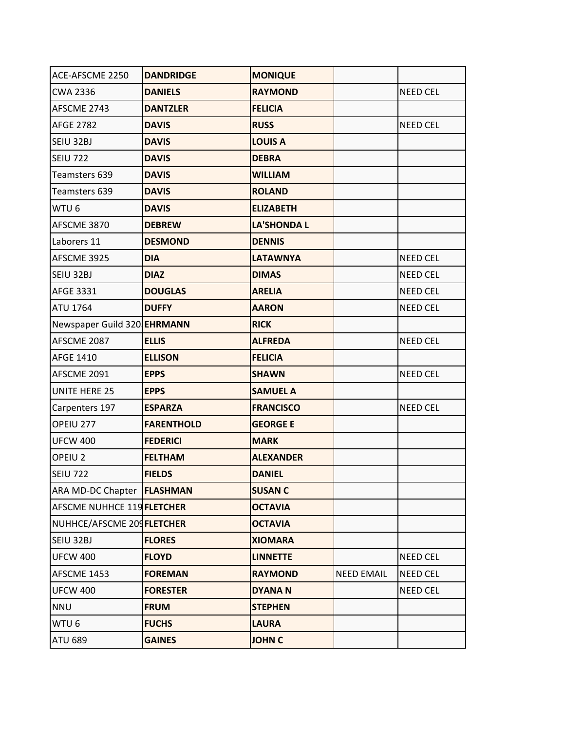| | | | | |
|---|---|---|---|---|
| ACE-AFSCME 2250 | **DANDRIDGE** | **MONIQUE** | | |
| CWA 2336 | **DANIELS** | **RAYMOND** | | NEED CEL |
| AFSCME 2743 | **DANTZLER** | **FELICIA** | | |
| AFGE 2782 | **DAVIS** | **RUSS** | | NEED CEL |
| SEIU 32BJ | **DAVIS** | **LOUIS A** | | |
| SEIU 722 | **DAVIS** | **DEBRA** | | |
| Teamsters 639 | **DAVIS** | **WILLIAM** | | |
| Teamsters 639 | **DAVIS** | **ROLAND** | | |
| WTU 6 | **DAVIS** | **ELIZABETH** | | |
| AFSCME 3870 | **DEBREW** | **LA'SHONDA L** | | |
| Laborers 11 | **DESMOND** | **DENNIS** | | |
| AFSCME 3925 | **DIA** | **LATAWNYA** | | NEED CEL |
| SEIU 32BJ | **DIAZ** | **DIMAS** | | NEED CEL |
| AFGE 3331 | **DOUGLAS** | **ARELIA** | | NEED CEL |
| ATU 1764 | **DUFFY** | **AARON** | | NEED CEL |
| Newspaper Guild 320 | **EHRMANN** | **RICK** | | |
| AFSCME 2087 | **ELLIS** | **ALFREDA** | | NEED CEL |
| AFGE 1410 | **ELLISON** | **FELICIA** | | |
| AFSCME 2091 | **EPPS** | **SHAWN** | | NEED CEL |
| UNITE HERE 25 | **EPPS** | **SAMUEL A** | | |
| Carpenters 197 | **ESPARZA** | **FRANCISCO** | | NEED CEL |
| OPEIU 277 | **FARENTHOLD** | **GEORGE E** | | |
| UFCW 400 | **FEDERICI** | **MARK** | | |
| OPEIU 2 | **FELTHAM** | **ALEXANDER** | | |
| SEIU 722 | **FIELDS** | **DANIEL** | | |
| ARA MD-DC Chapter | **FLASHMAN** | **SUSAN C** | | |
| AFSCME NUHHCE 119 | **FLETCHER** | **OCTAVIA** | | |
| NUHHCE/AFSCME 20 | **FLETCHER** | **OCTAVIA** | | |
| SEIU 32BJ | **FLORES** | **XIOMARA** | | |
| UFCW 400 | **FLOYD** | **LINNETTE** | | NEED CEL |
| AFSCME 1453 | **FOREMAN** | **RAYMOND** | NEED EMAIL | NEED CEL |
| UFCW 400 | **FORESTER** | **DYANA N** | | NEED CEL |
| NNU | **FRUM** | **STEPHEN** | | |
| WTU 6 | **FUCHS** | **LAURA** | | |
| ATU 689 | **GAINES** | **JOHN C** | | |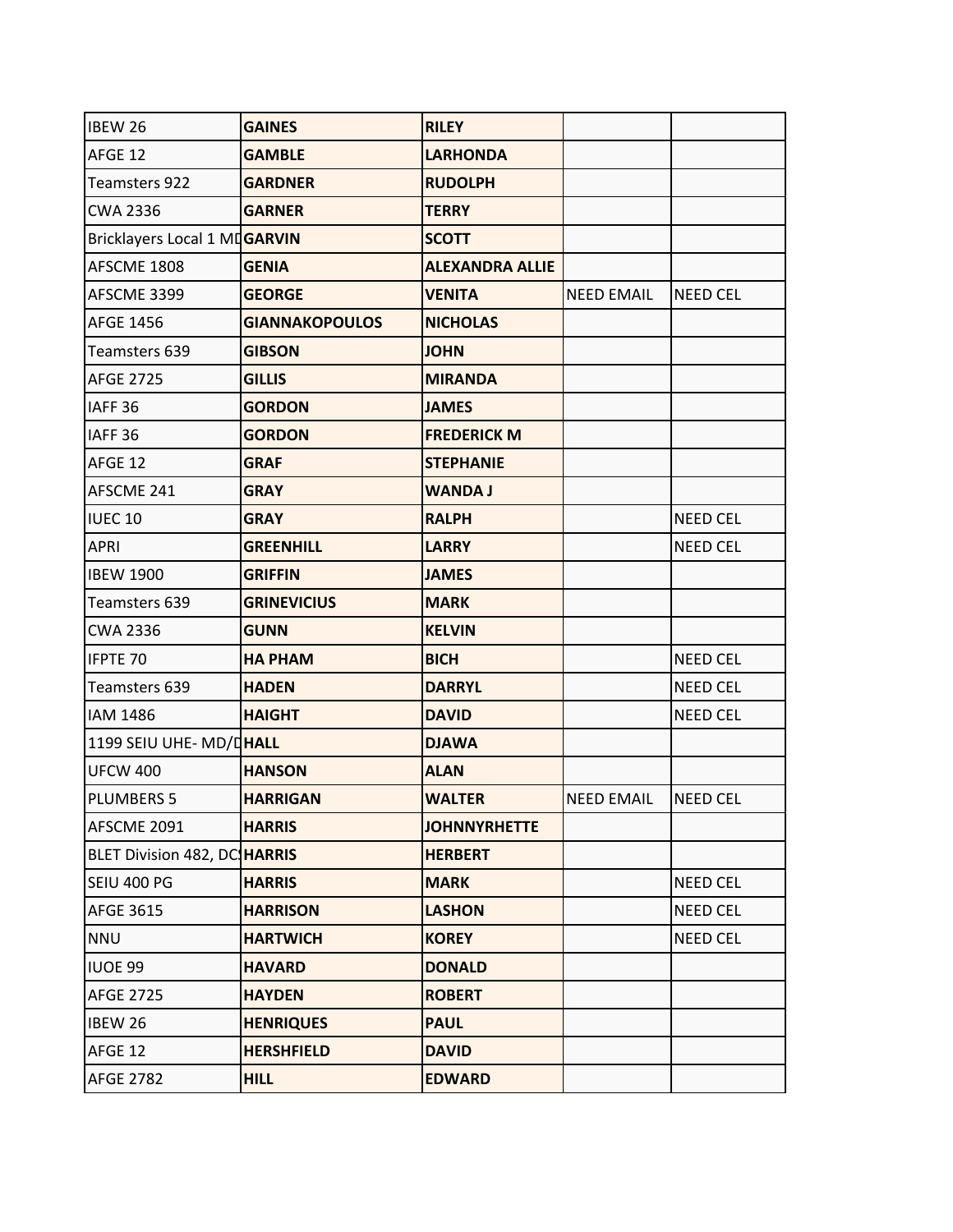| IBEW 26 | **GAINES** | **RILEY** | | |
|---|---|---|---|---|
| AFGE 12 | **GAMBLE** | **LARHONDA** | | |
| Teamsters 922 | **GARDNER** | **RUDOLPH** | | |
| CWA 2336 | **GARNER** | **TERRY** | | |
| Bricklayers Local 1 MD | **GARVIN** | **SCOTT** | | |
| AFSCME 1808 | **GENIA** | **ALEXANDRA ALLIE** | | |
| AFSCME 3399 | **GEORGE** | **VENITA** | NEED EMAIL | NEED CEL |
| AFGE 1456 | **GIANNAKOPOULOS** | **NICHOLAS** | | |
| Teamsters 639 | **GIBSON** | **JOHN** | | |
| AFGE 2725 | **GILLIS** | **MIRANDA** | | |
| IAFF 36 | **GORDON** | **JAMES** | | |
| IAFF 36 | **GORDON** | **FREDERICK M** | | |
| AFGE 12 | **GRAF** | **STEPHANIE** | | |
| AFSCME 241 | **GRAY** | **WANDA J** | | |
| IUEC 10 | **GRAY** | **RALPH** | | NEED CEL |
| APRI | **GREENHILL** | **LARRY** | | NEED CEL |
| IBEW 1900 | **GRIFFIN** | **JAMES** | | |
| Teamsters 639 | **GRINEVICIUS** | **MARK** | | |
| CWA 2336 | **GUNN** | **KELVIN** | | |
| IFPTE 70 | **HA PHAM** | **BICH** | | NEED CEL |
| Teamsters 639 | **HADEN** | **DARRYL** | | NEED CEL |
| IAM 1486 | **HAIGHT** | **DAVID** | | NEED CEL |
| 1199 SEIU UHE- MD/D | **HALL** | **DJAWA** | | |
| UFCW 400 | **HANSON** | **ALAN** | | |
| PLUMBERS 5 | **HARRIGAN** | **WALTER** | NEED EMAIL | NEED CEL |
| AFSCME 2091 | **HARRIS** | **JOHNNYRHETTE** | | |
| BLET Division 482, DC | **HARRIS** | **HERBERT** | | |
| SEIU 400 PG | **HARRIS** | **MARK** | | NEED CEL |
| AFGE 3615 | **HARRISON** | **LASHON** | | NEED CEL |
| NNU | **HARTWICH** | **KOREY** | | NEED CEL |
| IUOE 99 | **HAVARD** | **DONALD** | | |
| AFGE 2725 | **HAYDEN** | **ROBERT** | | |
| IBEW 26 | **HENRIQUES** | **PAUL** | | |
| AFGE 12 | **HERSHFIELD** | **DAVID** | | |
| AFGE 2782 | **HILL** | **EDWARD** | | |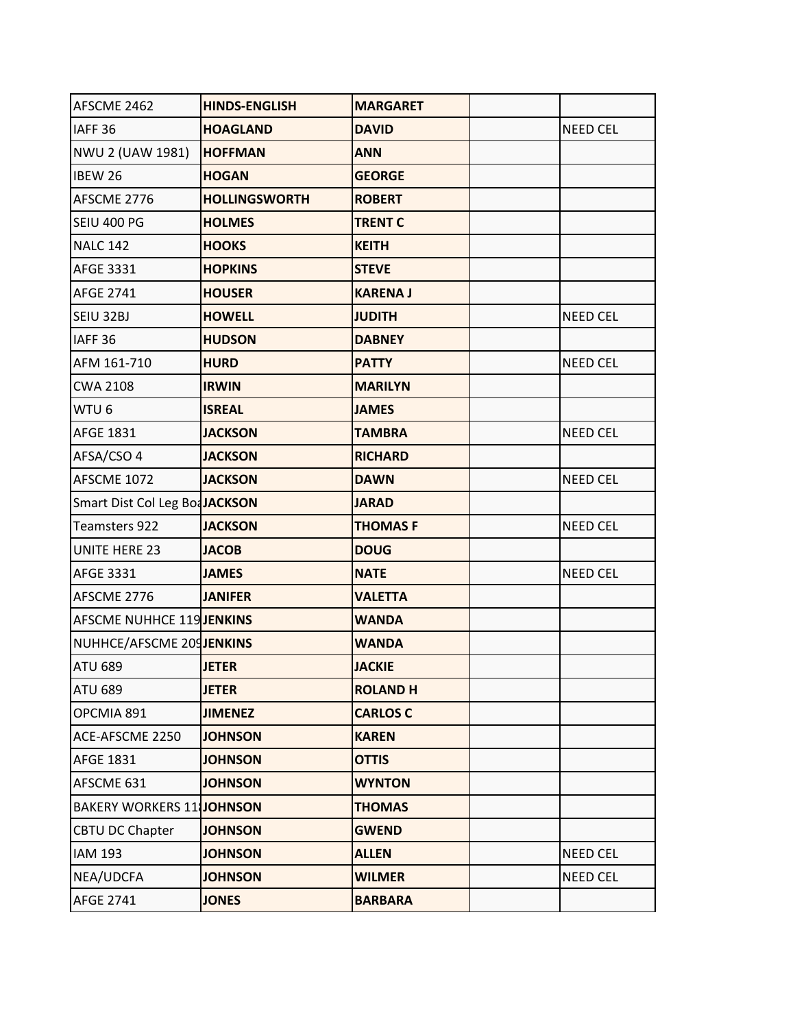| | | | | |
|---|---|---|---|---|
| AFSCME 2462 | **HINDS-ENGLISH** | **MARGARET** | | |
| IAFF 36 | **HOAGLAND** | **DAVID** | | NEED CEL |
| NWU 2 (UAW 1981) | **HOFFMAN** | **ANN** | | |
| IBEW 26 | **HOGAN** | **GEORGE** | | |
| AFSCME 2776 | **HOLLINGSWORTH** | **ROBERT** | | |
| SEIU 400 PG | **HOLMES** | **TRENT C** | | |
| NALC 142 | **HOOKS** | **KEITH** | | |
| AFGE 3331 | **HOPKINS** | **STEVE** | | |
| AFGE 2741 | **HOUSER** | **KARENA J** | | |
| SEIU 32BJ | **HOWELL** | **JUDITH** | | NEED CEL |
| IAFF 36 | **HUDSON** | **DABNEY** | | |
| AFM 161-710 | **HURD** | **PATTY** | | NEED CEL |
| CWA 2108 | **IRWIN** | **MARILYN** | | |
| WTU 6 | **ISREAL** | **JAMES** | | |
| AFGE 1831 | **JACKSON** | **TAMBRA** | | NEED CEL |
| AFSA/CSO 4 | **JACKSON** | **RICHARD** | | |
| AFSCME 1072 | **JACKSON** | **DAWN** | | NEED CEL |
| Smart Dist Col Leg Boa | **JACKSON** | **JARAD** | | |
| Teamsters 922 | **JACKSON** | **THOMAS F** | | NEED CEL |
| UNITE HERE 23 | **JACOB** | **DOUG** | | |
| AFGE 3331 | **JAMES** | **NATE** | | NEED CEL |
| AFSCME 2776 | **JANIFER** | **VALETTA** | | |
| AFSCME NUHHCE 119 | **JENKINS** | **WANDA** | | |
| NUHHCE/AFSCME 209 | **JENKINS** | **WANDA** | | |
| ATU 689 | **JETER** | **JACKIE** | | |
| ATU 689 | **JETER** | **ROLAND H** | | |
| OPCMIA 891 | **JIMENEZ** | **CARLOS C** | | |
| ACE-AFSCME 2250 | **JOHNSON** | **KAREN** | | |
| AFGE 1831 | **JOHNSON** | **OTTIS** | | |
| AFSCME 631 | **JOHNSON** | **WYNTON** | | |
| BAKERY WORKERS 11 | **JOHNSON** | **THOMAS** | | |
| CBTU DC Chapter | **JOHNSON** | **GWEND** | | |
| IAM 193 | **JOHNSON** | **ALLEN** | | NEED CEL |
| NEA/UDCFA | **JOHNSON** | **WILMER** | | NEED CEL |
| AFGE 2741 | **JONES** | **BARBARA** | | |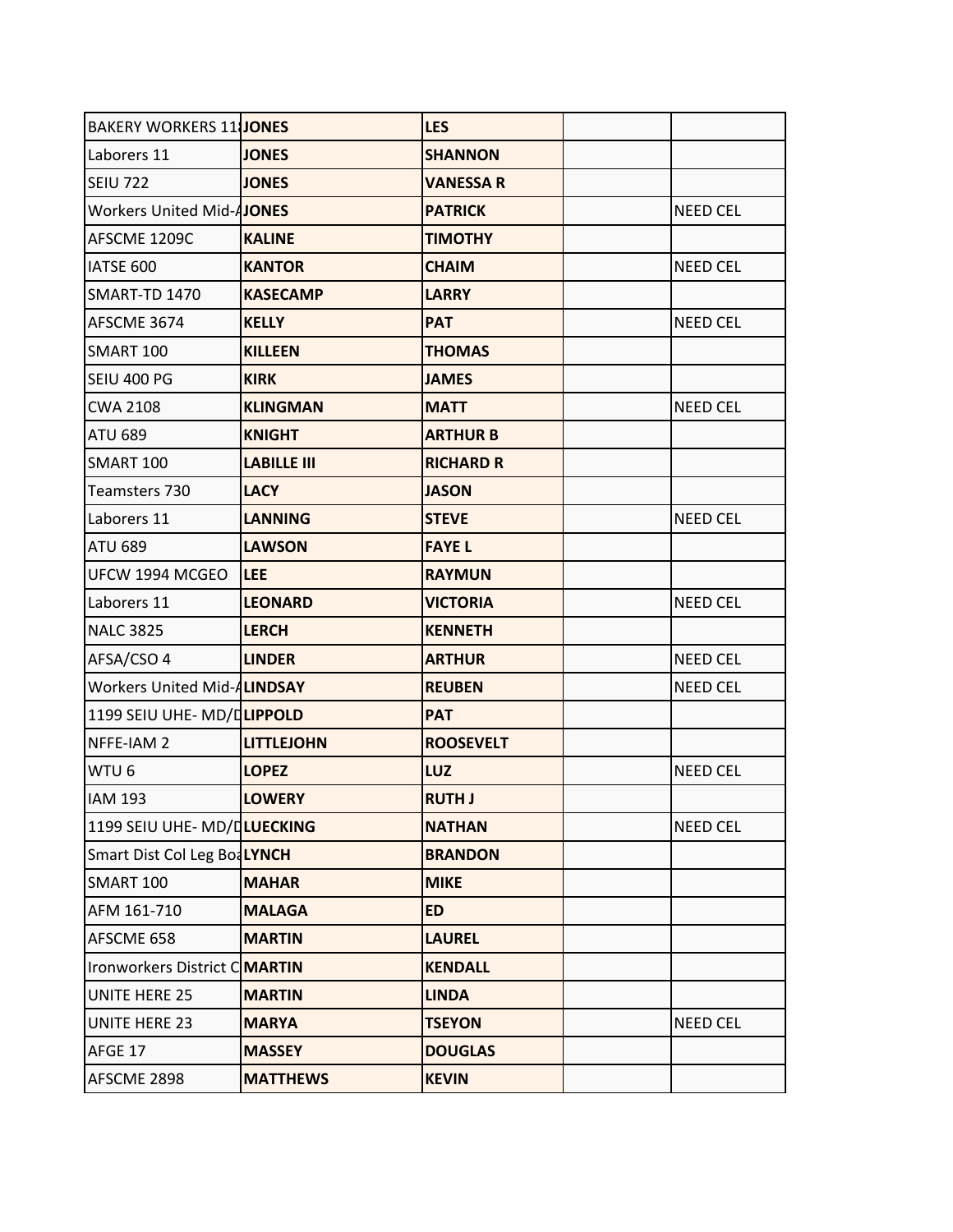| | | | | |
|---|---|---|---|---|
| BAKERY WORKERS 11 | **JONES** | **LES** | | |
| Laborers 11 | **JONES** | **SHANNON** | | |
| SEIU 722 | **JONES** | **VANESSA R** | | |
| Workers United Mid-A | **JONES** | **PATRICK** | | NEED CEL |
| AFSCME 1209C | **KALINE** | **TIMOTHY** | | |
| IATSE 600 | **KANTOR** | **CHAIM** | | NEED CEL |
| SMART-TD 1470 | **KASECAMP** | **LARRY** | | |
| AFSCME 3674 | **KELLY** | **PAT** | | NEED CEL |
| SMART 100 | **KILLEEN** | **THOMAS** | | |
| SEIU 400 PG | **KIRK** | **JAMES** | | |
| CWA 2108 | **KLINGMAN** | **MATT** | | NEED CEL |
| ATU 689 | **KNIGHT** | **ARTHUR B** | | |
| SMART 100 | **LABILLE III** | **RICHARD R** | | |
| Teamsters 730 | **LACY** | **JASON** | | |
| Laborers 11 | **LANNING** | **STEVE** | | NEED CEL |
| ATU 689 | **LAWSON** | **FAYE L** | | |
| UFCW 1994 MCGEO | **LEE** | **RAYMUN** | | |
| Laborers 11 | **LEONARD** | **VICTORIA** | | NEED CEL |
| NALC 3825 | **LERCH** | **KENNETH** | | |
| AFSA/CSO 4 | **LINDER** | **ARTHUR** | | NEED CEL |
| Workers United Mid-A | **LINDSAY** | **REUBEN** | | NEED CEL |
| 1199 SEIU UHE- MD/D | **LIPPOLD** | **PAT** | | |
| NFFE-IAM 2 | **LITTLEJOHN** | **ROOSEVELT** | | |
| WTU 6 | **LOPEZ** | **LUZ** | | NEED CEL |
| IAM 193 | **LOWERY** | **RUTH J** | | |
| 1199 SEIU UHE- MD/D | **LUECKING** | **NATHAN** | | NEED CEL |
| Smart Dist Col Leg Boa | **LYNCH** | **BRANDON** | | |
| SMART 100 | **MAHAR** | **MIKE** | | |
| AFM 161-710 | **MALAGA** | **ED** | | |
| AFSCME 658 | **MARTIN** | **LAUREL** | | |
| Ironworkers District C | **MARTIN** | **KENDALL** | | |
| UNITE HERE 25 | **MARTIN** | **LINDA** | | |
| UNITE HERE 23 | **MARYA** | **TSEYON** | | NEED CEL |
| AFGE 17 | **MASSEY** | **DOUGLAS** | | |
| AFSCME 2898 | **MATTHEWS** | **KEVIN** | | |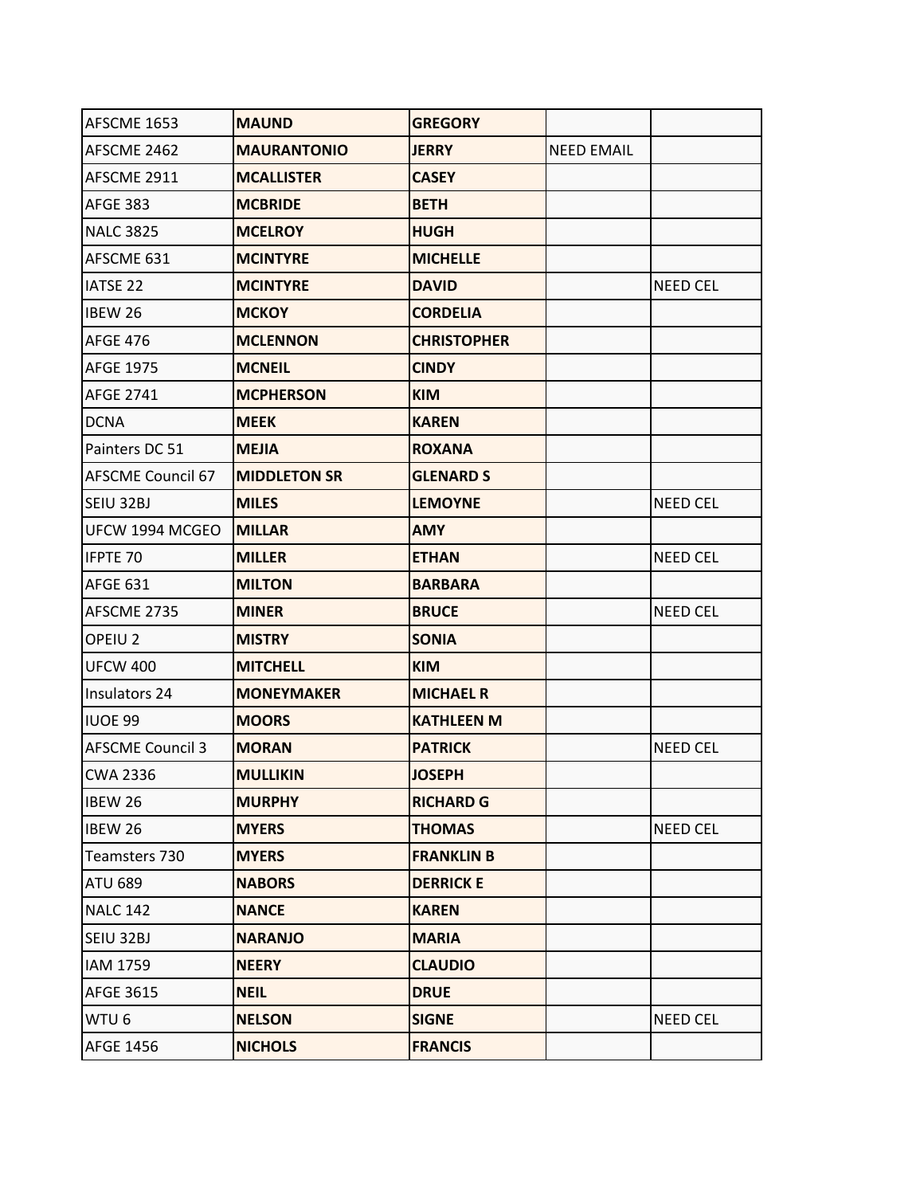| | | | | |
|---|---|---|---|---|
| AFSCME 1653 | **MAUND** | **GREGORY** | | |
| AFSCME 2462 | **MAURANTONIO** | **JERRY** | NEED EMAIL | |
| AFSCME 2911 | **MCALLISTER** | **CASEY** | | |
| AFGE 383 | **MCBRIDE** | **BETH** | | |
| NALC 3825 | **MCELROY** | **HUGH** | | |
| AFSCME 631 | **MCINTYRE** | **MICHELLE** | | |
| IATSE 22 | **MCINTYRE** | **DAVID** | | NEED CEL |
| IBEW 26 | **MCKOY** | **CORDELIA** | | |
| AFGE 476 | **MCLENNON** | **CHRISTOPHER** | | |
| AFGE 1975 | **MCNEIL** | **CINDY** | | |
| AFGE 2741 | **MCPHERSON** | **KIM** | | |
| DCNA | **MEEK** | **KAREN** | | |
| Painters DC 51 | **MEJIA** | **ROXANA** | | |
| AFSCME Council 67 | **MIDDLETON SR** | **GLENARD S** | | |
| SEIU 32BJ | **MILES** | **LEMOYNE** | | NEED CEL |
| UFCW 1994 MCGEO | **MILLAR** | **AMY** | | |
| IFPTE 70 | **MILLER** | **ETHAN** | | NEED CEL |
| AFGE 631 | **MILTON** | **BARBARA** | | |
| AFSCME 2735 | **MINER** | **BRUCE** | | NEED CEL |
| OPEIU 2 | **MISTRY** | **SONIA** | | |
| UFCW 400 | **MITCHELL** | **KIM** | | |
| Insulators 24 | **MONEYMAKER** | **MICHAEL R** | | |
| IUOE 99 | **MOORS** | **KATHLEEN M** | | |
| AFSCME Council 3 | **MORAN** | **PATRICK** | | NEED CEL |
| CWA 2336 | **MULLIKIN** | **JOSEPH** | | |
| IBEW 26 | **MURPHY** | **RICHARD G** | | |
| IBEW 26 | **MYERS** | **THOMAS** | | NEED CEL |
| Teamsters 730 | **MYERS** | **FRANKLIN B** | | |
| ATU 689 | **NABORS** | **DERRICK E** | | |
| NALC 142 | **NANCE** | **KAREN** | | |
| SEIU 32BJ | **NARANJO** | **MARIA** | | |
| IAM 1759 | **NEERY** | **CLAUDIO** | | |
| AFGE 3615 | **NEIL** | **DRUE** | | |
| WTU 6 | **NELSON** | **SIGNE** | | NEED CEL |
| AFGE 1456 | **NICHOLS** | **FRANCIS** | | |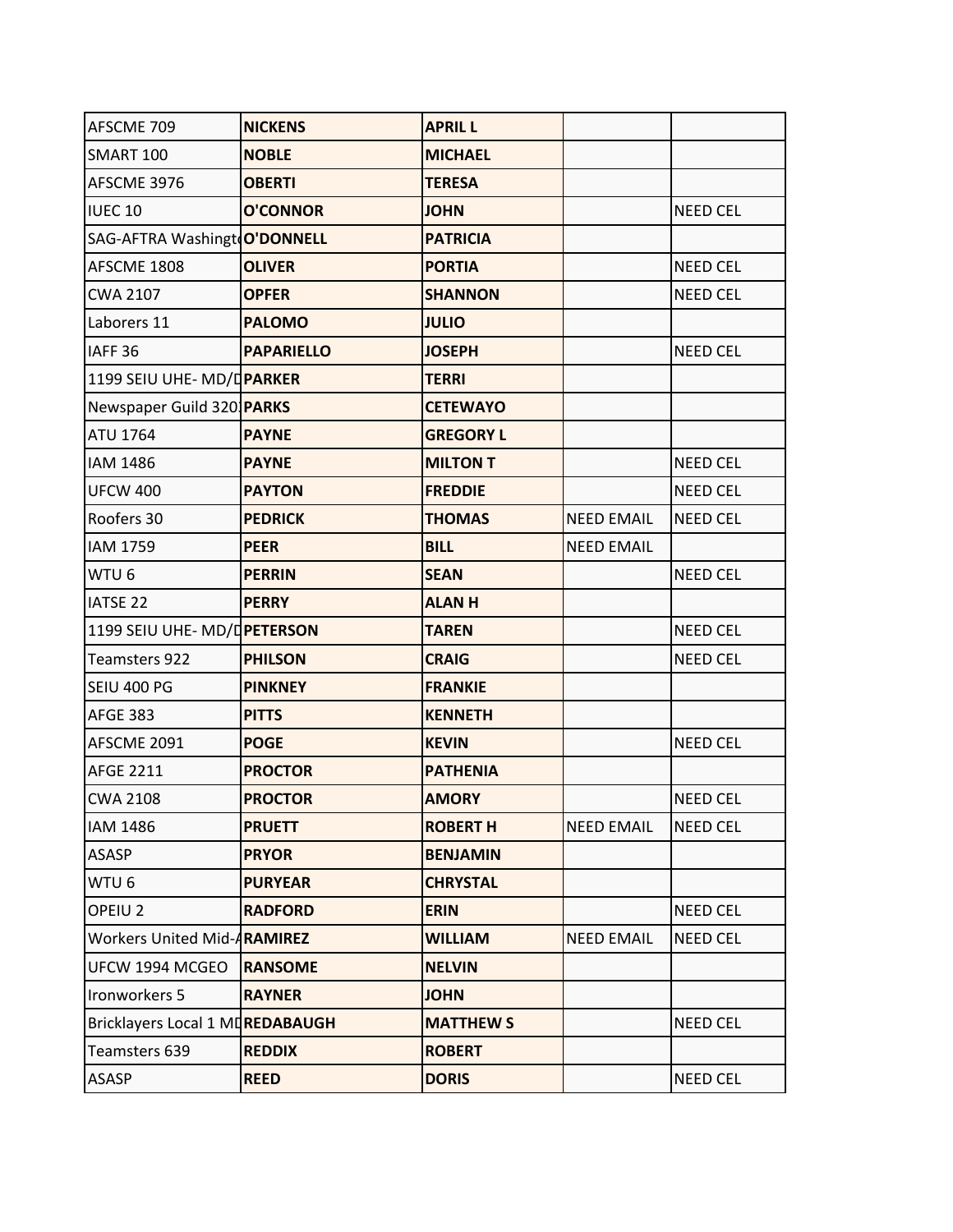| | | | | |
|---|---|---|---|---|
| AFSCME 709 | **NICKENS** | **APRIL L** | | |
| SMART 100 | **NOBLE** | **MICHAEL** | | |
| AFSCME 3976 | **OBERTI** | **TERESA** | | |
| IUEC 10 | **O'CONNOR** | **JOHN** | | NEED CEL |
| SAG-AFTRA Washingt | **O'DONNELL** | **PATRICIA** | | |
| AFSCME 1808 | **OLIVER** | **PORTIA** | | NEED CEL |
| CWA 2107 | **OPFER** | **SHANNON** | | NEED CEL |
| Laborers 11 | **PALOMO** | **JULIO** | | |
| IAFF 36 | **PAPARIELLO** | **JOSEPH** | | NEED CEL |
| 1199 SEIU UHE- MD/D | **PARKER** | **TERRI** | | |
| Newspaper Guild 320 | **PARKS** | **CETEWAYO** | | |
| ATU 1764 | **PAYNE** | **GREGORY L** | | |
| IAM 1486 | **PAYNE** | **MILTON T** | | NEED CEL |
| UFCW 400 | **PAYTON** | **FREDDIE** | | NEED CEL |
| Roofers 30 | **PEDRICK** | **THOMAS** | NEED EMAIL | NEED CEL |
| IAM 1759 | **PEER** | **BILL** | NEED EMAIL | |
| WTU 6 | **PERRIN** | **SEAN** | | NEED CEL |
| IATSE 22 | **PERRY** | **ALAN H** | | |
| 1199 SEIU UHE- MD/D | **PETERSON** | **TAREN** | | NEED CEL |
| Teamsters 922 | **PHILSON** | **CRAIG** | | NEED CEL |
| SEIU 400 PG | **PINKNEY** | **FRANKIE** | | |
| AFGE 383 | **PITTS** | **KENNETH** | | |
| AFSCME 2091 | **POGE** | **KEVIN** | | NEED CEL |
| AFGE 2211 | **PROCTOR** | **PATHENIA** | | |
| CWA 2108 | **PROCTOR** | **AMORY** | | NEED CEL |
| IAM 1486 | **PRUETT** | **ROBERT H** | NEED EMAIL | NEED CEL |
| ASASP | **PRYOR** | **BENJAMIN** | | |
| WTU 6 | **PURYEAR** | **CHRYSTAL** | | |
| OPEIU 2 | **RADFORD** | **ERIN** | | NEED CEL |
| Workers United Mid-A | **RAMIREZ** | **WILLIAM** | NEED EMAIL | NEED CEL |
| UFCW 1994 MCGEO | **RANSOME** | **NELVIN** | | |
| Ironworkers 5 | **RAYNER** | **JOHN** | | |
| Bricklayers Local 1 MD | **REDABAUGH** | **MATTHEW S** | | NEED CEL |
| Teamsters 639 | **REDDIX** | **ROBERT** | | |
| ASASP | **REED** | **DORIS** | | NEED CEL |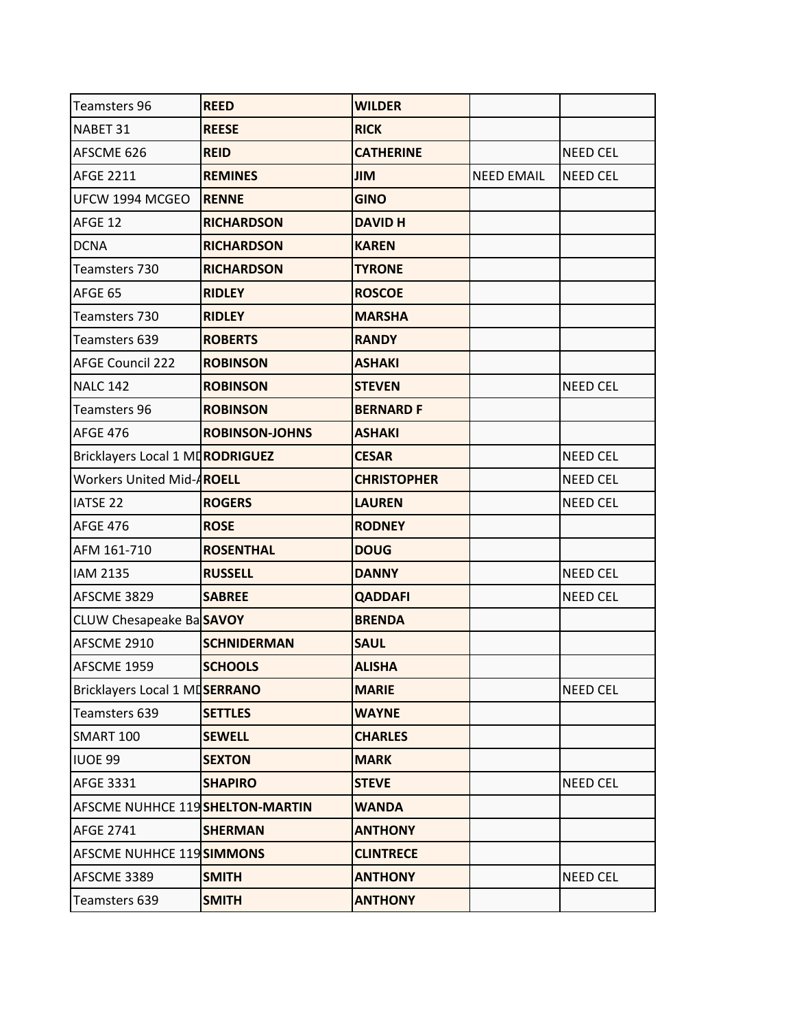| | | | | |
|---|---|---|---|---|
| Teamsters 96 | **REED** | **WILDER** | | |
| NABET 31 | **REESE** | **RICK** | | |
| AFSCME 626 | **REID** | **CATHERINE** | | NEED CEL |
| AFGE 2211 | **REMINES** | **JIM** | NEED EMAIL | NEED CEL |
| UFCW 1994 MCGEO | **RENNE** | **GINO** | | |
| AFGE 12 | **RICHARDSON** | **DAVID H** | | |
| DCNA | **RICHARDSON** | **KAREN** | | |
| Teamsters 730 | **RICHARDSON** | **TYRONE** | | |
| AFGE 65 | **RIDLEY** | **ROSCOE** | | |
| Teamsters 730 | **RIDLEY** | **MARSHA** | | |
| Teamsters 639 | **ROBERTS** | **RANDY** | | |
| AFGE Council 222 | **ROBINSON** | **ASHAKI** | | |
| NALC 142 | **ROBINSON** | **STEVEN** | | NEED CEL |
| Teamsters 96 | **ROBINSON** | **BERNARD F** | | |
| AFGE 476 | **ROBINSON-JOHNS** | **ASHAKI** | | |
| Bricklayers Local 1 MD | **RODRIGUEZ** | **CESAR** | | NEED CEL |
| Workers United Mid-A | **ROELL** | **CHRISTOPHER** | | NEED CEL |
| IATSE 22 | **ROGERS** | **LAUREN** | | NEED CEL |
| AFGE 476 | **ROSE** | **RODNEY** | | |
| AFM 161-710 | **ROSENTHAL** | **DOUG** | | |
| IAM 2135 | **RUSSELL** | **DANNY** | | NEED CEL |
| AFSCME 3829 | **SABREE** | **QADDAFI** | | NEED CEL |
| CLUW Chesapeake Ba | **SAVOY** | **BRENDA** | | |
| AFSCME 2910 | **SCHNIDERMAN** | **SAUL** | | |
| AFSCME 1959 | **SCHOOLS** | **ALISHA** | | |
| Bricklayers Local 1 MD | **SERRANO** | **MARIE** | | NEED CEL |
| Teamsters 639 | **SETTLES** | **WAYNE** | | |
| SMART 100 | **SEWELL** | **CHARLES** | | |
| IUOE 99 | **SEXTON** | **MARK** | | |
| AFGE 3331 | **SHAPIRO** | **STEVE** | | NEED CEL |
| AFSCME NUHHCE 119 | **SHELTON-MARTIN** | **WANDA** | | |
| AFGE 2741 | **SHERMAN** | **ANTHONY** | | |
| AFSCME NUHHCE 119 | **SIMMONS** | **CLINTRECE** | | |
| AFSCME 3389 | **SMITH** | **ANTHONY** | | NEED CEL |
| Teamsters 639 | **SMITH** | **ANTHONY** | | |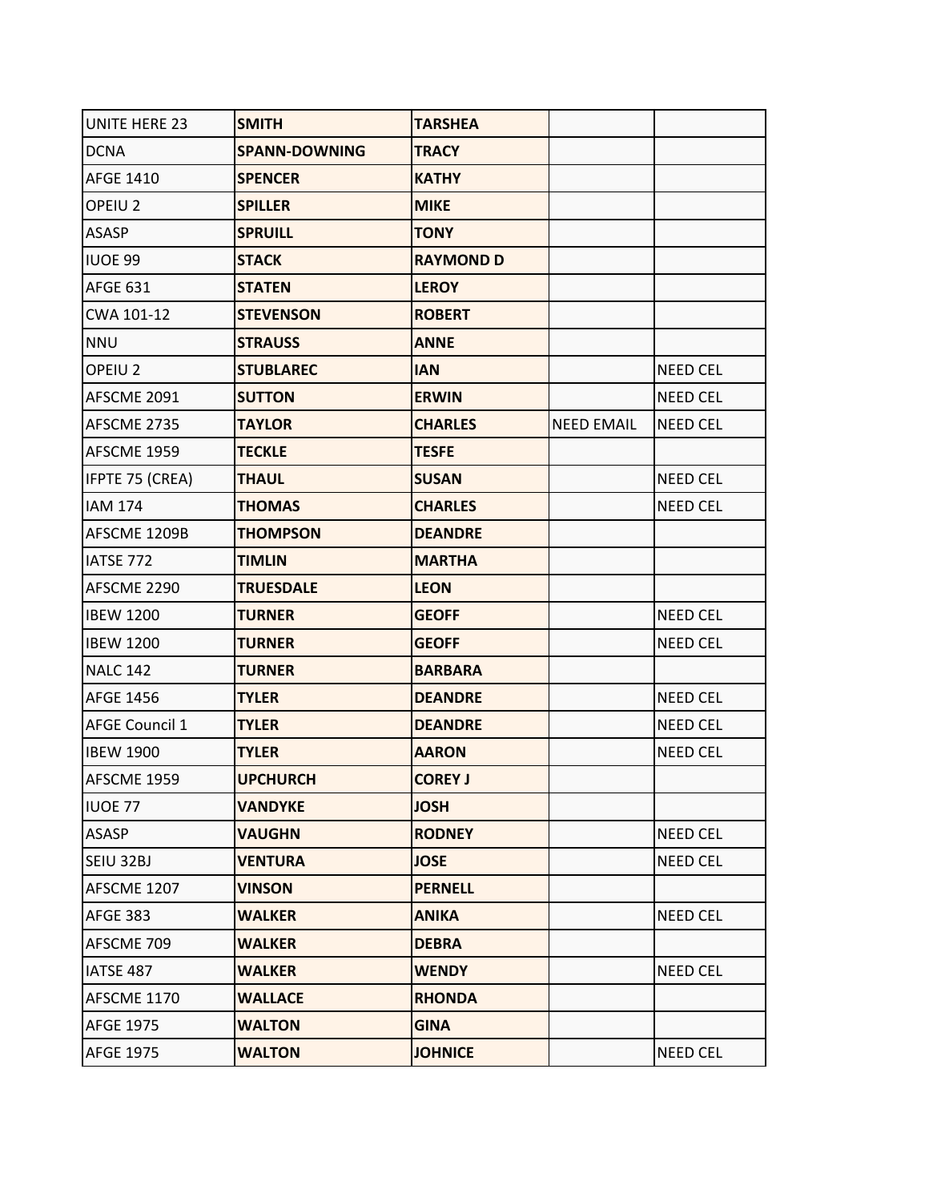| UNITE HERE 23 | **SMITH** | **TARSHEA** | | |
|---|---|---|---|---|
| DCNA | **SPANN-DOWNING** | **TRACY** | | |
| AFGE 1410 | **SPENCER** | **KATHY** | | |
| OPEIU 2 | **SPILLER** | **MIKE** | | |
| ASASP | **SPRUILL** | **TONY** | | |
| IUOE 99 | **STACK** | **RAYMOND D** | | |
| AFGE 631 | **STATEN** | **LEROY** | | |
| CWA 101-12 | **STEVENSON** | **ROBERT** | | |
| NNU | **STRAUSS** | **ANNE** | | |
| OPEIU 2 | **STUBLAREC** | **IAN** | | NEED CEL |
| AFSCME 2091 | **SUTTON** | **ERWIN** | | NEED CEL |
| AFSCME 2735 | **TAYLOR** | **CHARLES** | NEED EMAIL | NEED CEL |
| AFSCME 1959 | **TECKLE** | **TESFE** | | |
| IFPTE 75 (CREA) | **THAUL** | **SUSAN** | | NEED CEL |
| IAM 174 | **THOMAS** | **CHARLES** | | NEED CEL |
| AFSCME 1209B | **THOMPSON** | **DEANDRE** | | |
| IATSE 772 | **TIMLIN** | **MARTHA** | | |
| AFSCME 2290 | **TRUESDALE** | **LEON** | | |
| IBEW 1200 | **TURNER** | **GEOFF** | | NEED CEL |
| IBEW 1200 | **TURNER** | **GEOFF** | | NEED CEL |
| NALC 142 | **TURNER** | **BARBARA** | | |
| AFGE 1456 | **TYLER** | **DEANDRE** | | NEED CEL |
| AFGE Council 1 | **TYLER** | **DEANDRE** | | NEED CEL |
| IBEW 1900 | **TYLER** | **AARON** | | NEED CEL |
| AFSCME 1959 | **UPCHURCH** | **COREY J** | | |
| IUOE 77 | **VANDYKE** | **JOSH** | | |
| ASASP | **VAUGHN** | **RODNEY** | | NEED CEL |
| SEIU 32BJ | **VENTURA** | **JOSE** | | NEED CEL |
| AFSCME 1207 | **VINSON** | **PERNELL** | | |
| AFGE 383 | **WALKER** | **ANIKA** | | NEED CEL |
| AFSCME 709 | **WALKER** | **DEBRA** | | |
| IATSE 487 | **WALKER** | **WENDY** | | NEED CEL |
| AFSCME 1170 | **WALLACE** | **RHONDA** | | |
| AFGE 1975 | **WALTON** | **GINA** | | |
| AFGE 1975 | **WALTON** | **JOHNICE** | | NEED CEL |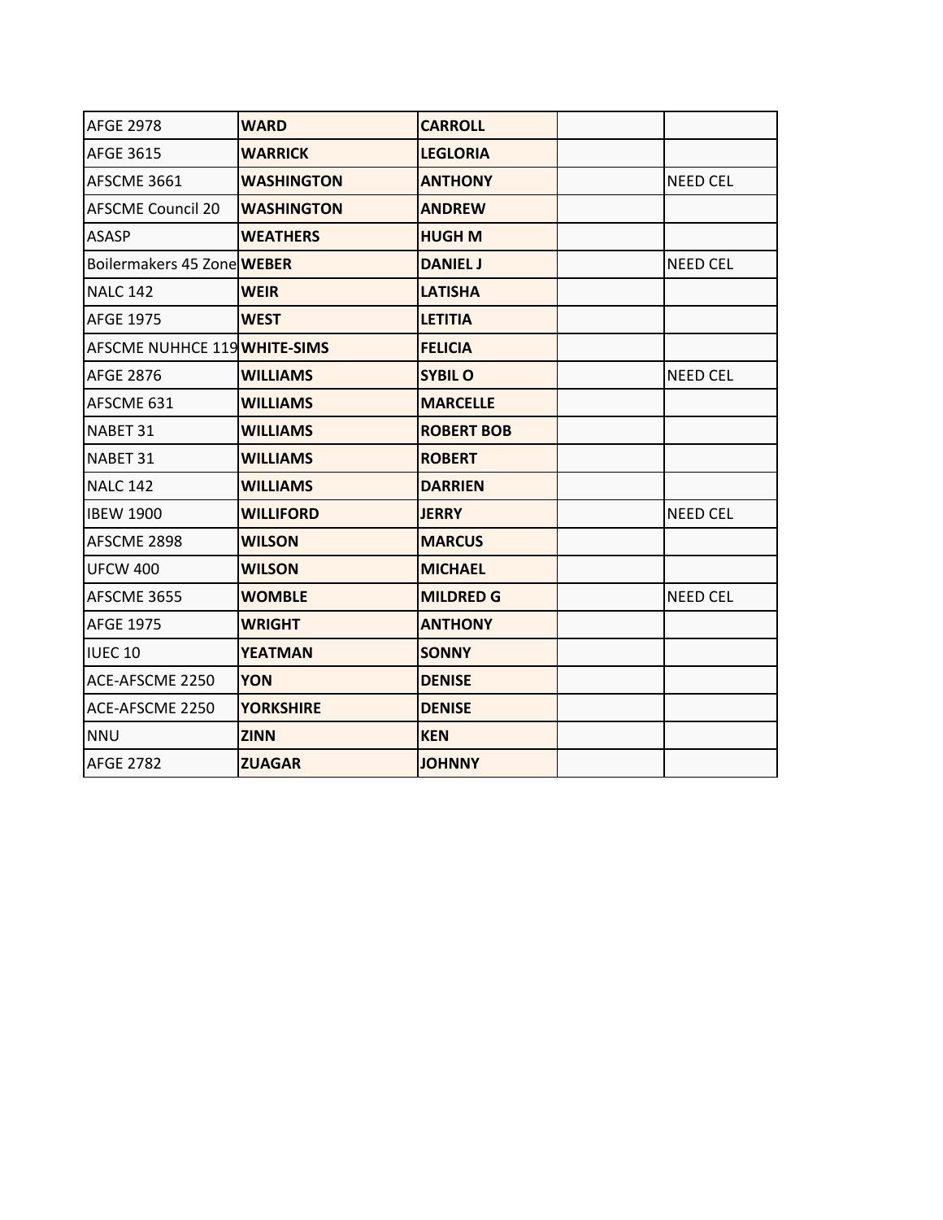| | | | | |
|---|---|---|---|---|
| AFGE 2978 | **WARD** | **CARROLL** | | |
| AFGE 3615 | **WARRICK** | **LEGLORIA** | | |
| AFSCME 3661 | **WASHINGTON** | **ANTHONY** | | NEED CEL |
| AFSCME Council 20 | **WASHINGTON** | **ANDREW** | | |
| ASASP | **WEATHERS** | **HUGH M** | | |
| Boilermakers 45 Zone | **WEBER** | **DANIEL J** | | NEED CEL |
| NALC 142 | **WEIR** | **LATISHA** | | |
| AFGE 1975 | **WEST** | **LETITIA** | | |
| AFSCME NUHHCE 119 | **WHITE-SIMS** | **FELICIA** | | |
| AFGE 2876 | **WILLIAMS** | **SYBIL O** | | NEED CEL |
| AFSCME 631 | **WILLIAMS** | **MARCELLE** | | |
| NABET 31 | **WILLIAMS** | **ROBERT BOB** | | |
| NABET 31 | **WILLIAMS** | **ROBERT** | | |
| NALC 142 | **WILLIAMS** | **DARRIEN** | | |
| IBEW 1900 | **WILLIFORD** | **JERRY** | | NEED CEL |
| AFSCME 2898 | **WILSON** | **MARCUS** | | |
| UFCW 400 | **WILSON** | **MICHAEL** | | |
| AFSCME 3655 | **WOMBLE** | **MILDRED G** | | NEED CEL |
| AFGE 1975 | **WRIGHT** | **ANTHONY** | | |
| IUEC 10 | **YEATMAN** | **SONNY** | | |
| ACE-AFSCME 2250 | **YON** | **DENISE** | | |
| ACE-AFSCME 2250 | **YORKSHIRE** | **DENISE** | | |
| NNU | **ZINN** | **KEN** | | |
| AFGE 2782 | **ZUAGAR** | **JOHNNY** | | |